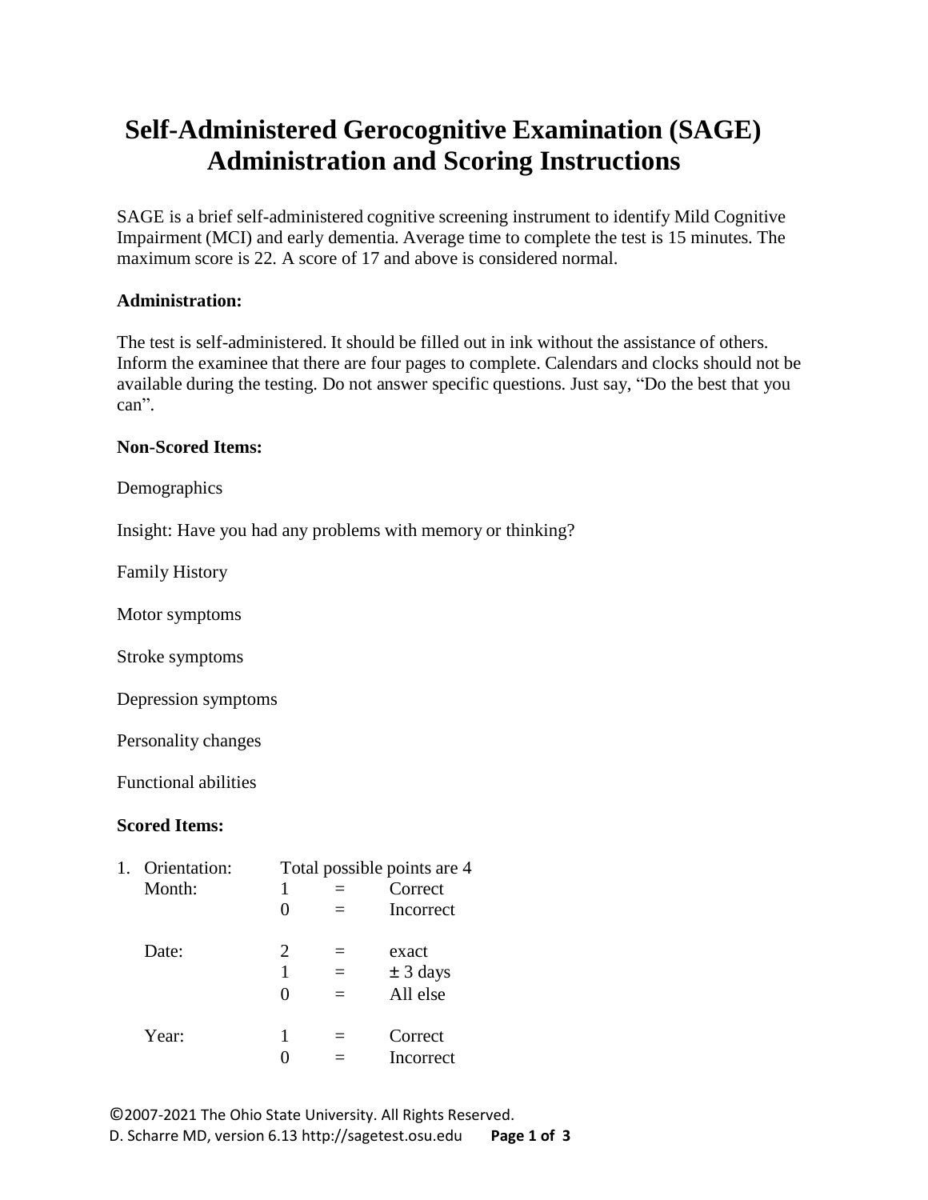# Self-Administered Gerocognitive Examination (SAGE) Administration and Scoring Instructions

SAGE is a brief self-administered cognitive screening instrument to identify Mild Cognitive Impairment (MCI) and early dementia. Average time to complete the test is 15 minutes. The maximum score is 22. A score of 17 and above is considered normal.

**Administration:**

The test is self-administered. It should be filled out in ink without the assistance of others. Inform the examinee that there are four pages to complete. Calendars and clocks should not be available during the testing. Do not answer specific questions. Just say, "Do the best that you can".

**Non-Scored Items:**

Demographics

Insight: Have you had any problems with memory or thinking?

Family History

Motor symptoms

Stroke symptoms

Depression symptoms

Personality changes

Functional abilities

**Scored Items:**

1. Orientation: Total possible points are 4

| | | | |
|---|---|---|---|
| Month: | 1 | = | Correct |
| | 0 | = | Incorrect |
| Date: | 2 | = | exact |
| | 1 | = | ± 3 days |
| | 0 | = | All else |
| Year: | 1 | = | Correct |
| | 0 | = | Incorrect |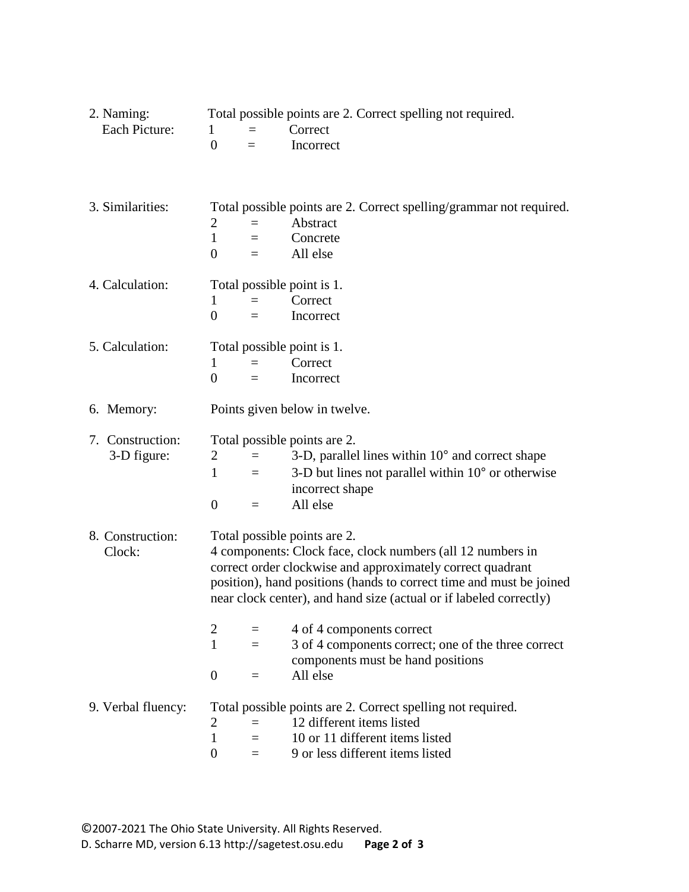**2. Naming:** Total possible points are 2. Correct spelling not required.

Each Picture:

| | | |
|---|---|---|
| 1 | = | Correct |
| 0 | = | Incorrect |

**3. Similarities:** Total possible points are 2. Correct spelling/grammar not required.

| | | |
|---|---|---|
| 2 | = | Abstract |
| 1 | = | Concrete |
| 0 | = | All else |

**4. Calculation:** Total possible point is 1.

| | | |
|---|---|---|
| 1 | = | Correct |
| 0 | = | Incorrect |

**5. Calculation:** Total possible point is 1.

| | | |
|---|---|---|
| 1 | = | Correct |
| 0 | = | Incorrect |

**6. Memory:** Points given below in twelve.

**7. Construction: 3-D figure:** Total possible points are 2.

| | | |
|---|---|---|
| 2 | = | 3-D, parallel lines within 10° and correct shape |
| 1 | = | 3-D but lines not parallel within 10° or otherwise incorrect shape |
| 0 | = | All else |

**8. Construction: Clock:** Total possible points are 2.

4 components: Clock face, clock numbers (all 12 numbers in correct order clockwise and approximately correct quadrant position), hand positions (hands to correct time and must be joined near clock center), and hand size (actual or if labeled correctly)

| | | |
|---|---|---|
| 2 | = | 4 of 4 components correct |
| 1 | = | 3 of 4 components correct; one of the three correct components must be hand positions |
| 0 | = | All else |

**9. Verbal fluency:** Total possible points are 2. Correct spelling not required.

| | | |
|---|---|---|
| 2 | = | 12 different items listed |
| 1 | = | 10 or 11 different items listed |
| 0 | = | 9 or less different items listed |

©2007-2021 The Ohio State University. All Rights Reserved.
D. Scharre MD, version 6.13 http://sagetest.osu.edu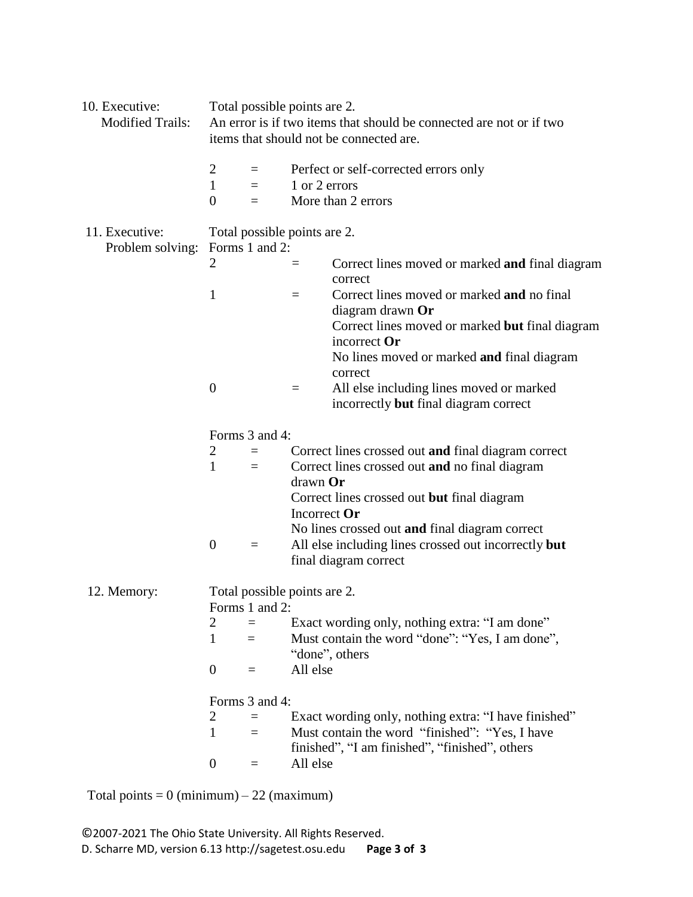**10. Executive: Modified Trails:**

Total possible points are 2.
An error is if two items that should be connected are not or if two items that should not be connected are.

- 2 = Perfect or self-corrected errors only
- 1 = 1 or 2 errors
- 0 = More than 2 errors

**11. Executive: Problem solving:**

Total possible points are 2.

Forms 1 and 2:

- 2 = Correct lines moved or marked **and** final diagram correct
- 1 = Correct lines moved or marked **and** no final diagram drawn **Or**
  Correct lines moved or marked **but** final diagram incorrect **Or**
  No lines moved or marked **and** final diagram correct
- 0 = All else including lines moved or marked incorrectly **but** final diagram correct

Forms 3 and 4:

- 2 = Correct lines crossed out **and** final diagram correct
- 1 = Correct lines crossed out **and** no final diagram drawn **Or**
  Correct lines crossed out **but** final diagram Incorrect **Or**
  No lines crossed out **and** final diagram correct
- 0 = All else including lines crossed out incorrectly **but** final diagram correct

**12. Memory:**

Total possible points are 2.

Forms 1 and 2:

- 2 = Exact wording only, nothing extra: "I am done"
- 1 = Must contain the word "done": "Yes, I am done", "done", others
- 0 = All else

Forms 3 and 4:

- 2 = Exact wording only, nothing extra: "I have finished"
- 1 = Must contain the word "finished": "Yes, I have finished", "I am finished", "finished", others
- 0 = All else

Total points = 0 (minimum) – 22 (maximum)

©2007-2021 The Ohio State University. All Rights Reserved.
D. Scharre MD, version 6.13 http://sagetest.osu.edu